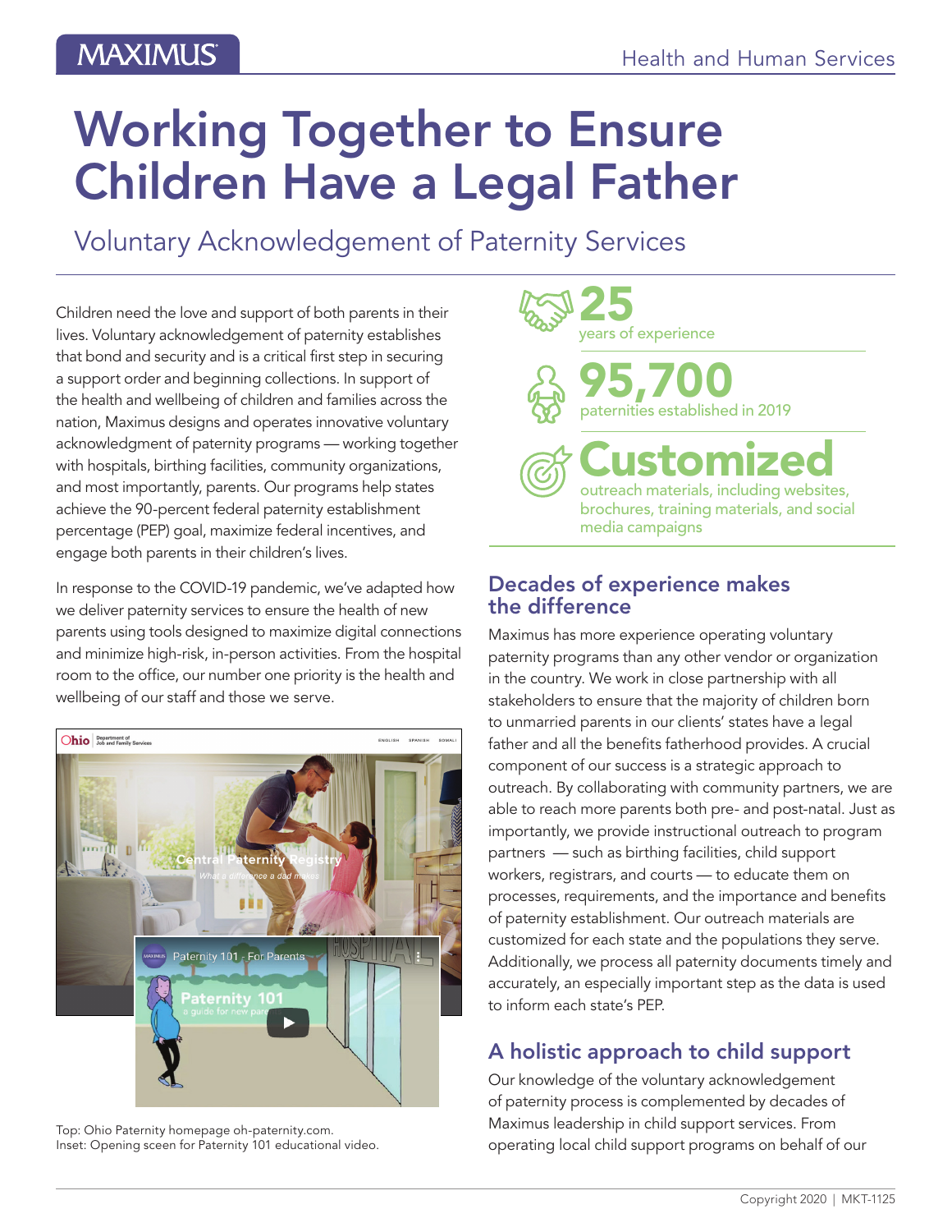# Working Together to Ensure Children Have a Legal Father

## Voluntary Acknowledgement of Paternity Services

Children need the love and support of both parents in their lives. Voluntary acknowledgement of paternity establishes that bond and security and is a critical first step in securing a support order and beginning collections. In support of the health and wellbeing of children and families across the nation, Maximus designs and operates innovative voluntary acknowledgment of paternity programs — working together with hospitals, birthing facilities, community organizations, and most importantly, parents. Our programs help states achieve the 90-percent federal paternity establishment percentage (PEP) goal, maximize federal incentives, and engage both parents in their children's lives.

In response to the COVID-19 pandemic, we've adapted how we deliver paternity services to ensure the health of new parents using tools designed to maximize digital connections and minimize high-risk, in-person activities. From the hospital room to the office, our number one priority is the health and wellbeing of our staff and those we serve.

Top: Ohio Paternity homepage oh-paternity.com.
Inset: Opening sceen for Paternity 101 educational video.

**25**
years of experience

**95,700**
paternities established in 2019

**Customized**
outreach materials, including websites, brochures, training materials, and social media campaigns

### Decades of experience makes the difference

Maximus has more experience operating voluntary paternity programs than any other vendor or organization in the country. We work in close partnership with all stakeholders to ensure that the majority of children born to unmarried parents in our clients' states have a legal father and all the benefits fatherhood provides. A crucial component of our success is a strategic approach to outreach. By collaborating with community partners, we are able to reach more parents both pre- and post-natal. Just as importantly, we provide instructional outreach to program partners — such as birthing facilities, child support workers, registrars, and courts — to educate them on processes, requirements, and the importance and benefits of paternity establishment. Our outreach materials are customized for each state and the populations they serve. Additionally, we process all paternity documents timely and accurately, an especially important step as the data is used to inform each state's PEP.

### A holistic approach to child support

Our knowledge of the voluntary acknowledgement of paternity process is complemented by decades of Maximus leadership in child support services. From operating local child support programs on behalf of our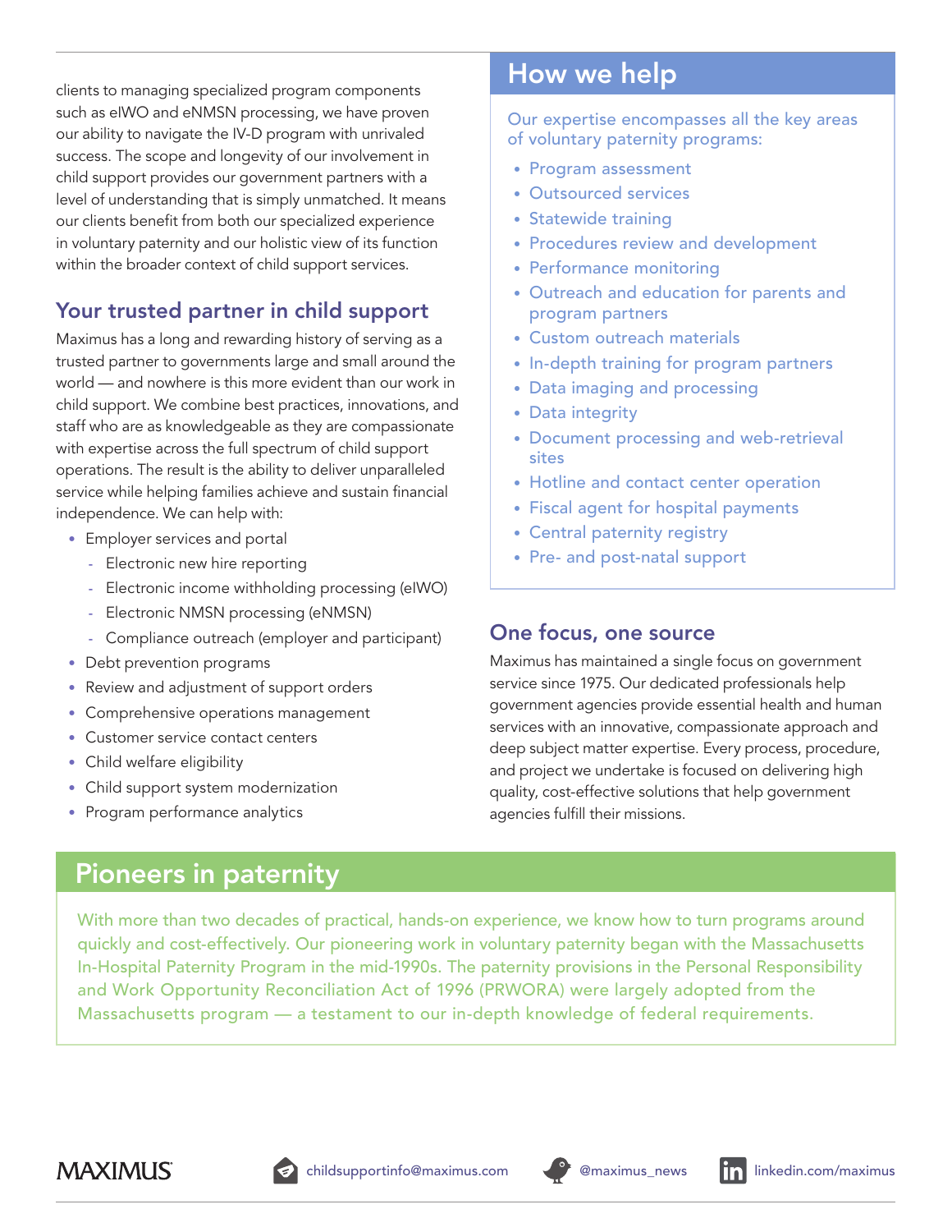clients to managing specialized program components such as eIWO and eNMSN processing, we have proven our ability to navigate the IV-D program with unrivaled success. The scope and longevity of our involvement in child support provides our government partners with a level of understanding that is simply unmatched. It means our clients benefit from both our specialized experience in voluntary paternity and our holistic view of its function within the broader context of child support services.

## Your trusted partner in child support

Maximus has a long and rewarding history of serving as a trusted partner to governments large and small around the world — and nowhere is this more evident than our work in child support. We combine best practices, innovations, and staff who are as knowledgeable as they are compassionate with expertise across the full spectrum of child support operations. The result is the ability to deliver unparalleled service while helping families achieve and sustain financial independence. We can help with:

- Employer services and portal
  - Electronic new hire reporting
  - Electronic income withholding processing (eIWO)
  - Electronic NMSN processing (eNMSN)
  - Compliance outreach (employer and participant)
- Debt prevention programs
- Review and adjustment of support orders
- Comprehensive operations management
- Customer service contact centers
- Child welfare eligibility
- Child support system modernization
- Program performance analytics

## How we help

Our expertise encompasses all the key areas of voluntary paternity programs:

- Program assessment
- Outsourced services
- Statewide training
- Procedures review and development
- Performance monitoring
- Outreach and education for parents and program partners
- Custom outreach materials
- In-depth training for program partners
- Data imaging and processing
- Data integrity
- Document processing and web-retrieval sites
- Hotline and contact center operation
- Fiscal agent for hospital payments
- Central paternity registry
- Pre- and post-natal support

## One focus, one source

Maximus has maintained a single focus on government service since 1975. Our dedicated professionals help government agencies provide essential health and human services with an innovative, compassionate approach and deep subject matter expertise. Every process, procedure, and project we undertake is focused on delivering high quality, cost-effective solutions that help government agencies fulfill their missions.

## Pioneers in paternity

With more than two decades of practical, hands-on experience, we know how to turn programs around quickly and cost-effectively. Our pioneering work in voluntary paternity began with the Massachusetts In-Hospital Paternity Program in the mid-1990s. The paternity provisions in the Personal Responsibility and Work Opportunity Reconciliation Act of 1996 (PRWORA) were largely adopted from the Massachusetts program — a testament to our in-depth knowledge of federal requirements.

MAXIMUS

childsupportinfo@maximus.com @maximus_news linkedin.com/maximus